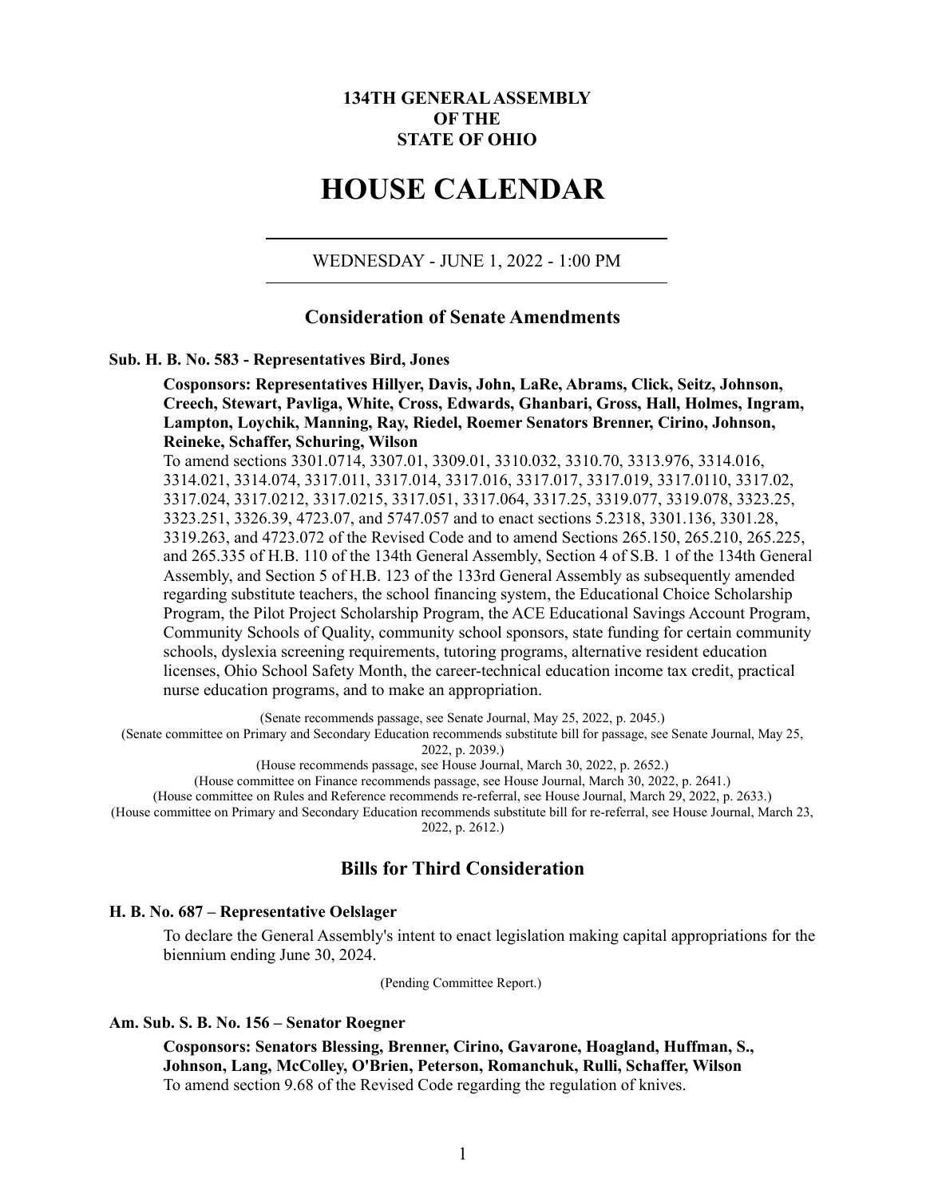**134TH GENERAL ASSEMBLY**
**OF THE**
**STATE OF OHIO**

# HOUSE CALENDAR

WEDNESDAY - JUNE 1, 2022 - 1:00 PM

## Consideration of Senate Amendments

### Sub. H. B. No. 583 - Representatives Bird, Jones

**Cosponsors: Representatives Hillyer, Davis, John, LaRe, Abrams, Click, Seitz, Johnson, Creech, Stewart, Pavliga, White, Cross, Edwards, Ghanbari, Gross, Hall, Holmes, Ingram, Lampton, Loychik, Manning, Ray, Riedel, Roemer Senators Brenner, Cirino, Johnson, Reineke, Schaffer, Schuring, Wilson**

To amend sections 3301.0714, 3307.01, 3309.01, 3310.032, 3310.70, 3313.976, 3314.016, 3314.021, 3314.074, 3317.011, 3317.014, 3317.016, 3317.017, 3317.019, 3317.0110, 3317.02, 3317.024, 3317.0212, 3317.0215, 3317.051, 3317.064, 3317.25, 3319.077, 3319.078, 3323.25, 3323.251, 3326.39, 4723.07, and 5747.057 and to enact sections 5.2318, 3301.136, 3301.28, 3319.263, and 4723.072 of the Revised Code and to amend Sections 265.150, 265.210, 265.225, and 265.335 of H.B. 110 of the 134th General Assembly, Section 4 of S.B. 1 of the 134th General Assembly, and Section 5 of H.B. 123 of the 133rd General Assembly as subsequently amended regarding substitute teachers, the school financing system, the Educational Choice Scholarship Program, the Pilot Project Scholarship Program, the ACE Educational Savings Account Program, Community Schools of Quality, community school sponsors, state funding for certain community schools, dyslexia screening requirements, tutoring programs, alternative resident education licenses, Ohio School Safety Month, the career-technical education income tax credit, practical nurse education programs, and to make an appropriation.

(Senate recommends passage, see Senate Journal, May 25, 2022, p. 2045.)
(Senate committee on Primary and Secondary Education recommends substitute bill for passage, see Senate Journal, May 25, 2022, p. 2039.)
(House recommends passage, see House Journal, March 30, 2022, p. 2652.)
(House committee on Finance recommends passage, see House Journal, March 30, 2022, p. 2641.)
(House committee on Rules and Reference recommends re-referral, see House Journal, March 29, 2022, p. 2633.)
(House committee on Primary and Secondary Education recommends substitute bill for re-referral, see House Journal, March 23, 2022, p. 2612.)

## Bills for Third Consideration

### H. B. No. 687 – Representative Oelslager

To declare the General Assembly's intent to enact legislation making capital appropriations for the biennium ending June 30, 2024.

(Pending Committee Report.)

### Am. Sub. S. B. No. 156 – Senator Roegner

**Cosponsors: Senators Blessing, Brenner, Cirino, Gavarone, Hoagland, Huffman, S., Johnson, Lang, McColley, O'Brien, Peterson, Romanchuk, Rulli, Schaffer, Wilson**

To amend section 9.68 of the Revised Code regarding the regulation of knives.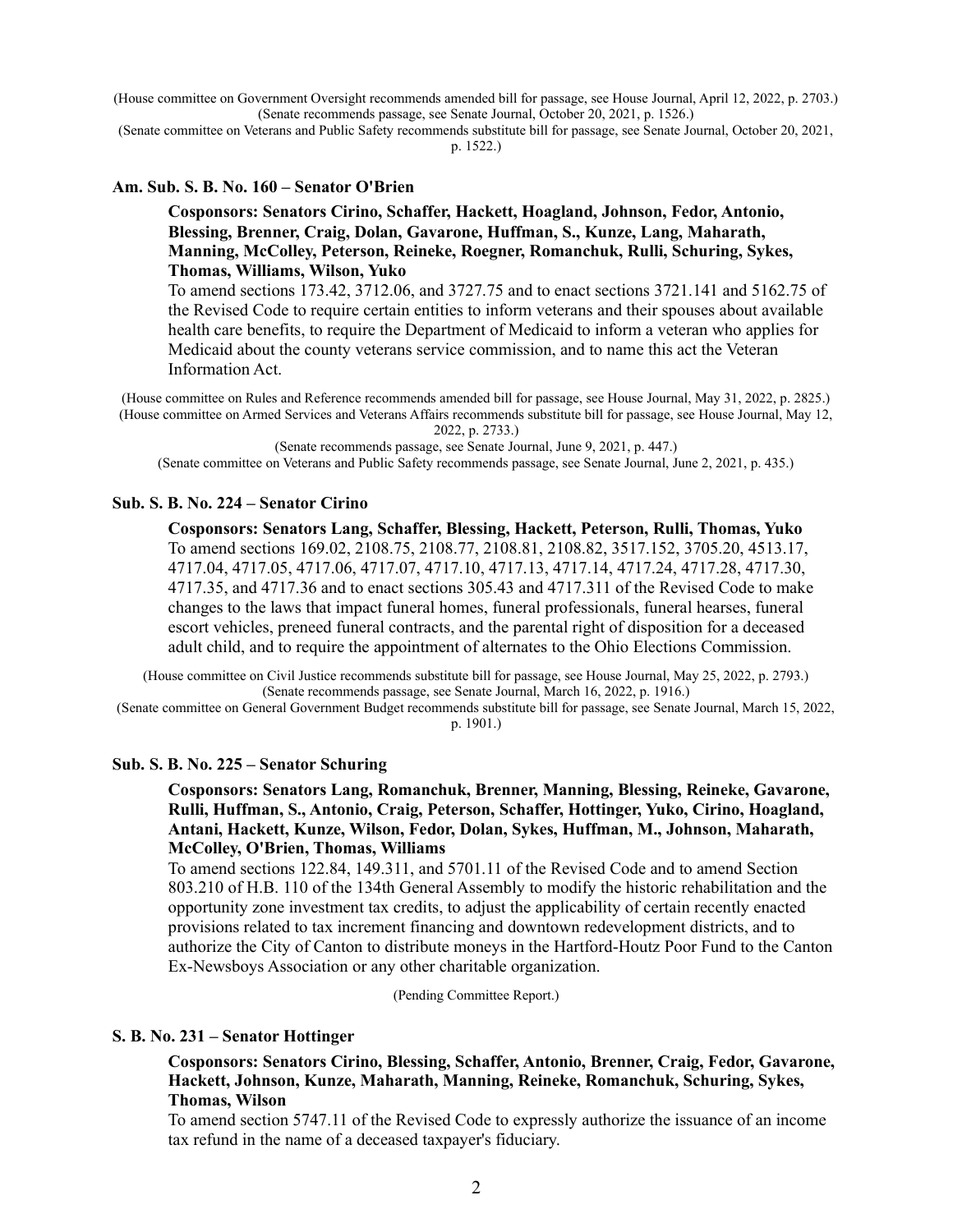(House committee on Government Oversight recommends amended bill for passage, see House Journal, April 12, 2022, p. 2703.)
(Senate recommends passage, see Senate Journal, October 20, 2021, p. 1526.)
(Senate committee on Veterans and Public Safety recommends substitute bill for passage, see Senate Journal, October 20, 2021, p. 1522.)

**Am. Sub. S. B. No. 160 – Senator O'Brien**

**Cosponsors: Senators Cirino, Schaffer, Hackett, Hoagland, Johnson, Fedor, Antonio, Blessing, Brenner, Craig, Dolan, Gavarone, Huffman, S., Kunze, Lang, Maharath, Manning, McColley, Peterson, Reineke, Roegner, Romanchuk, Rulli, Schuring, Sykes, Thomas, Williams, Wilson, Yuko**

To amend sections 173.42, 3712.06, and 3727.75 and to enact sections 3721.141 and 5162.75 of the Revised Code to require certain entities to inform veterans and their spouses about available health care benefits, to require the Department of Medicaid to inform a veteran who applies for Medicaid about the county veterans service commission, and to name this act the Veteran Information Act.

(House committee on Rules and Reference recommends amended bill for passage, see House Journal, May 31, 2022, p. 2825.)
(House committee on Armed Services and Veterans Affairs recommends substitute bill for passage, see House Journal, May 12, 2022, p. 2733.)
(Senate recommends passage, see Senate Journal, June 9, 2021, p. 447.)
(Senate committee on Veterans and Public Safety recommends passage, see Senate Journal, June 2, 2021, p. 435.)

**Sub. S. B. No. 224 – Senator Cirino**

**Cosponsors: Senators Lang, Schaffer, Blessing, Hackett, Peterson, Rulli, Thomas, Yuko**

To amend sections 169.02, 2108.75, 2108.77, 2108.81, 2108.82, 3517.152, 3705.20, 4513.17, 4717.04, 4717.05, 4717.06, 4717.07, 4717.10, 4717.13, 4717.14, 4717.24, 4717.28, 4717.30, 4717.35, and 4717.36 and to enact sections 305.43 and 4717.311 of the Revised Code to make changes to the laws that impact funeral homes, funeral professionals, funeral hearses, funeral escort vehicles, preneed funeral contracts, and the parental right of disposition for a deceased adult child, and to require the appointment of alternates to the Ohio Elections Commission.

(House committee on Civil Justice recommends substitute bill for passage, see House Journal, May 25, 2022, p. 2793.)
(Senate recommends passage, see Senate Journal, March 16, 2022, p. 1916.)
(Senate committee on General Government Budget recommends substitute bill for passage, see Senate Journal, March 15, 2022, p. 1901.)

**Sub. S. B. No. 225 – Senator Schuring**

**Cosponsors: Senators Lang, Romanchuk, Brenner, Manning, Blessing, Reineke, Gavarone, Rulli, Huffman, S., Antonio, Craig, Peterson, Schaffer, Hottinger, Yuko, Cirino, Hoagland, Antani, Hackett, Kunze, Wilson, Fedor, Dolan, Sykes, Huffman, M., Johnson, Maharath, McColley, O'Brien, Thomas, Williams**

To amend sections 122.84, 149.311, and 5701.11 of the Revised Code and to amend Section 803.210 of H.B. 110 of the 134th General Assembly to modify the historic rehabilitation and the opportunity zone investment tax credits, to adjust the applicability of certain recently enacted provisions related to tax increment financing and downtown redevelopment districts, and to authorize the City of Canton to distribute moneys in the Hartford-Houtz Poor Fund to the Canton Ex-Newsboys Association or any other charitable organization.

(Pending Committee Report.)

**S. B. No. 231 – Senator Hottinger**

**Cosponsors: Senators Cirino, Blessing, Schaffer, Antonio, Brenner, Craig, Fedor, Gavarone, Hackett, Johnson, Kunze, Maharath, Manning, Reineke, Romanchuk, Schuring, Sykes, Thomas, Wilson**

To amend section 5747.11 of the Revised Code to expressly authorize the issuance of an income tax refund in the name of a deceased taxpayer's fiduciary.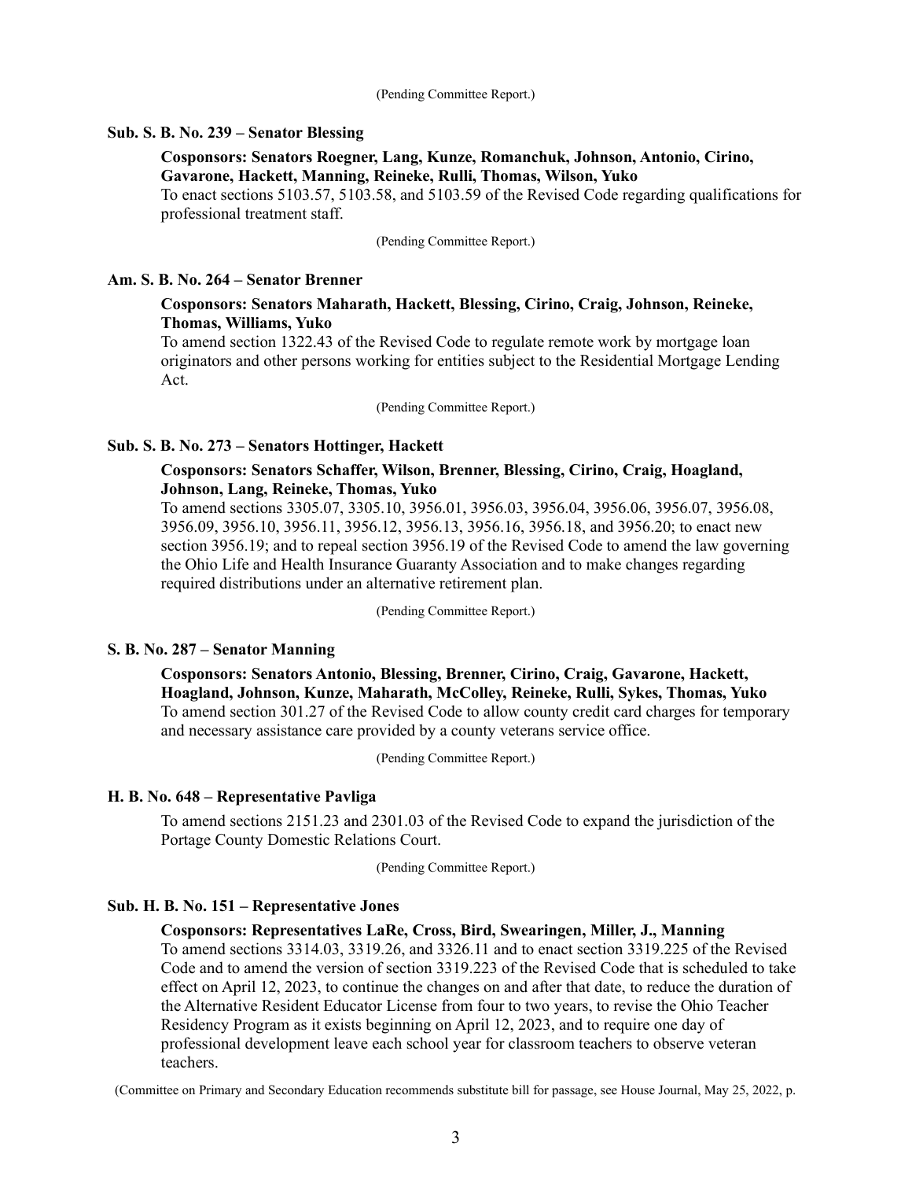(Pending Committee Report.)

**Sub. S. B. No. 239 – Senator Blessing**

**Cosponsors: Senators Roegner, Lang, Kunze, Romanchuk, Johnson, Antonio, Cirino, Gavarone, Hackett, Manning, Reineke, Rulli, Thomas, Wilson, Yuko**
To enact sections 5103.57, 5103.58, and 5103.59 of the Revised Code regarding qualifications for professional treatment staff.

(Pending Committee Report.)

**Am. S. B. No. 264 – Senator Brenner**

**Cosponsors: Senators Maharath, Hackett, Blessing, Cirino, Craig, Johnson, Reineke, Thomas, Williams, Yuko**
To amend section 1322.43 of the Revised Code to regulate remote work by mortgage loan originators and other persons working for entities subject to the Residential Mortgage Lending Act.

(Pending Committee Report.)

**Sub. S. B. No. 273 – Senators Hottinger, Hackett**

**Cosponsors: Senators Schaffer, Wilson, Brenner, Blessing, Cirino, Craig, Hoagland, Johnson, Lang, Reineke, Thomas, Yuko**
To amend sections 3305.07, 3305.10, 3956.01, 3956.03, 3956.04, 3956.06, 3956.07, 3956.08, 3956.09, 3956.10, 3956.11, 3956.12, 3956.13, 3956.16, 3956.18, and 3956.20; to enact new section 3956.19; and to repeal section 3956.19 of the Revised Code to amend the law governing the Ohio Life and Health Insurance Guaranty Association and to make changes regarding required distributions under an alternative retirement plan.

(Pending Committee Report.)

**S. B. No. 287 – Senator Manning**

**Cosponsors: Senators Antonio, Blessing, Brenner, Cirino, Craig, Gavarone, Hackett, Hoagland, Johnson, Kunze, Maharath, McColley, Reineke, Rulli, Sykes, Thomas, Yuko**
To amend section 301.27 of the Revised Code to allow county credit card charges for temporary and necessary assistance care provided by a county veterans service office.

(Pending Committee Report.)

**H. B. No. 648 – Representative Pavliga**

To amend sections 2151.23 and 2301.03 of the Revised Code to expand the jurisdiction of the Portage County Domestic Relations Court.

(Pending Committee Report.)

**Sub. H. B. No. 151 – Representative Jones**

**Cosponsors: Representatives LaRe, Cross, Bird, Swearingen, Miller, J., Manning**
To amend sections 3314.03, 3319.26, and 3326.11 and to enact section 3319.225 of the Revised Code and to amend the version of section 3319.223 of the Revised Code that is scheduled to take effect on April 12, 2023, to continue the changes on and after that date, to reduce the duration of the Alternative Resident Educator License from four to two years, to revise the Ohio Teacher Residency Program as it exists beginning on April 12, 2023, and to require one day of professional development leave each school year for classroom teachers to observe veteran teachers.

(Committee on Primary and Secondary Education recommends substitute bill for passage, see House Journal, May 25, 2022, p.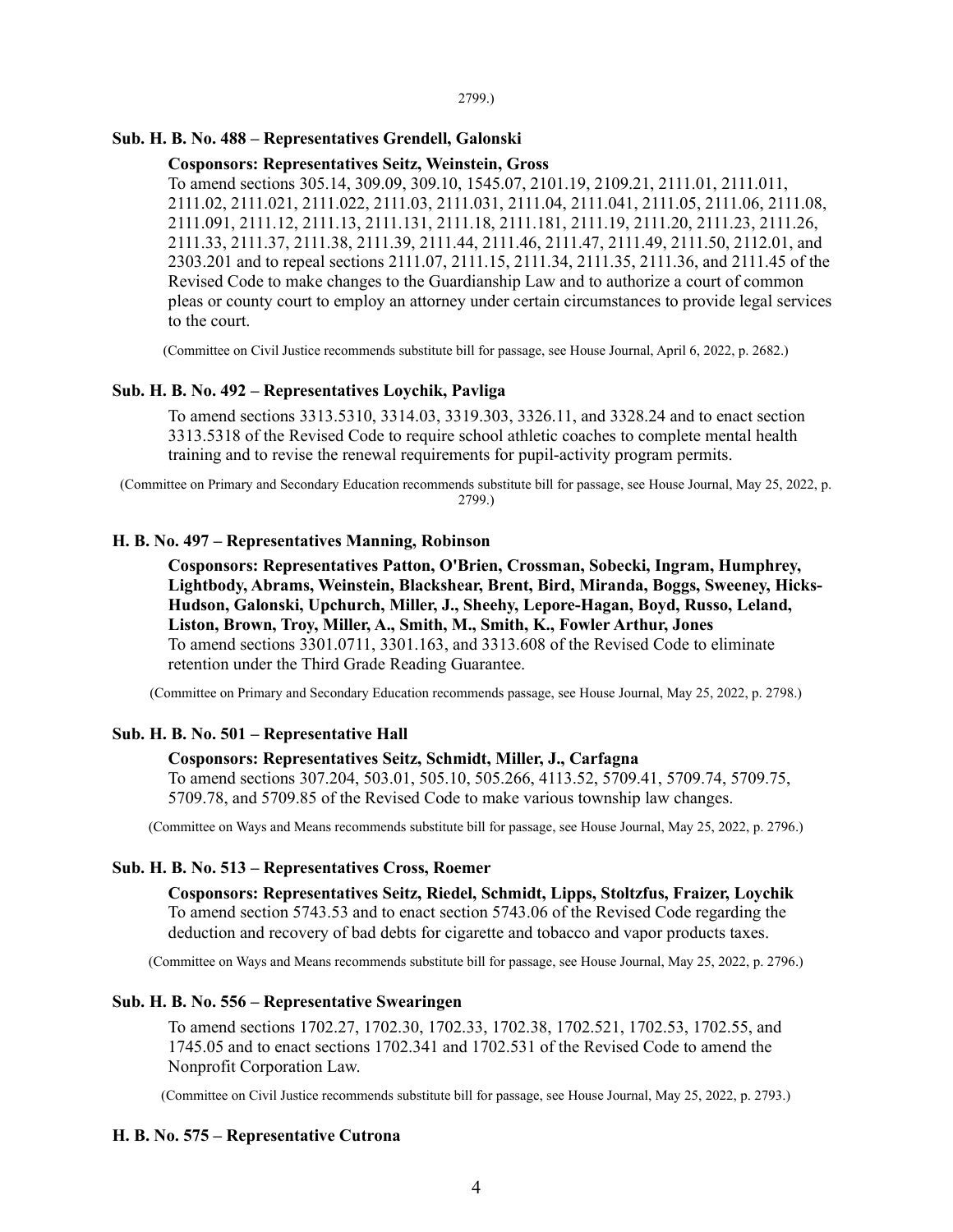2799.)

### Sub. H. B. No. 488 – Representatives Grendell, Galonski

**Cosponsors: Representatives Seitz, Weinstein, Gross**

To amend sections 305.14, 309.09, 309.10, 1545.07, 2101.19, 2109.21, 2111.01, 2111.011, 2111.02, 2111.021, 2111.022, 2111.03, 2111.031, 2111.04, 2111.041, 2111.05, 2111.06, 2111.08, 2111.091, 2111.12, 2111.13, 2111.131, 2111.18, 2111.181, 2111.19, 2111.20, 2111.23, 2111.26, 2111.33, 2111.37, 2111.38, 2111.39, 2111.44, 2111.46, 2111.47, 2111.49, 2111.50, 2112.01, and 2303.201 and to repeal sections 2111.07, 2111.15, 2111.34, 2111.35, 2111.36, and 2111.45 of the Revised Code to make changes to the Guardianship Law and to authorize a court of common pleas or county court to employ an attorney under certain circumstances to provide legal services to the court.

(Committee on Civil Justice recommends substitute bill for passage, see House Journal, April 6, 2022, p. 2682.)

### Sub. H. B. No. 492 – Representatives Loychik, Pavliga

To amend sections 3313.5310, 3314.03, 3319.303, 3326.11, and 3328.24 and to enact section 3313.5318 of the Revised Code to require school athletic coaches to complete mental health training and to revise the renewal requirements for pupil-activity program permits.

(Committee on Primary and Secondary Education recommends substitute bill for passage, see House Journal, May 25, 2022, p. 2799.)

### H. B. No. 497 – Representatives Manning, Robinson

**Cosponsors: Representatives Patton, O'Brien, Crossman, Sobecki, Ingram, Humphrey, Lightbody, Abrams, Weinstein, Blackshear, Brent, Bird, Miranda, Boggs, Sweeney, Hicks-Hudson, Galonski, Upchurch, Miller, J., Sheehy, Lepore-Hagan, Boyd, Russo, Leland, Liston, Brown, Troy, Miller, A., Smith, M., Smith, K., Fowler Arthur, Jones**

To amend sections 3301.0711, 3301.163, and 3313.608 of the Revised Code to eliminate retention under the Third Grade Reading Guarantee.

(Committee on Primary and Secondary Education recommends passage, see House Journal, May 25, 2022, p. 2798.)

### Sub. H. B. No. 501 – Representative Hall

**Cosponsors: Representatives Seitz, Schmidt, Miller, J., Carfagna**

To amend sections 307.204, 503.01, 505.10, 505.266, 4113.52, 5709.41, 5709.74, 5709.75, 5709.78, and 5709.85 of the Revised Code to make various township law changes.

(Committee on Ways and Means recommends substitute bill for passage, see House Journal, May 25, 2022, p. 2796.)

### Sub. H. B. No. 513 – Representatives Cross, Roemer

**Cosponsors: Representatives Seitz, Riedel, Schmidt, Lipps, Stoltzfus, Fraizer, Loychik**

To amend section 5743.53 and to enact section 5743.06 of the Revised Code regarding the deduction and recovery of bad debts for cigarette and tobacco and vapor products taxes.

(Committee on Ways and Means recommends substitute bill for passage, see House Journal, May 25, 2022, p. 2796.)

### Sub. H. B. No. 556 – Representative Swearingen

To amend sections 1702.27, 1702.30, 1702.33, 1702.38, 1702.521, 1702.53, 1702.55, and 1745.05 and to enact sections 1702.341 and 1702.531 of the Revised Code to amend the Nonprofit Corporation Law.

(Committee on Civil Justice recommends substitute bill for passage, see House Journal, May 25, 2022, p. 2793.)

### H. B. No. 575 – Representative Cutrona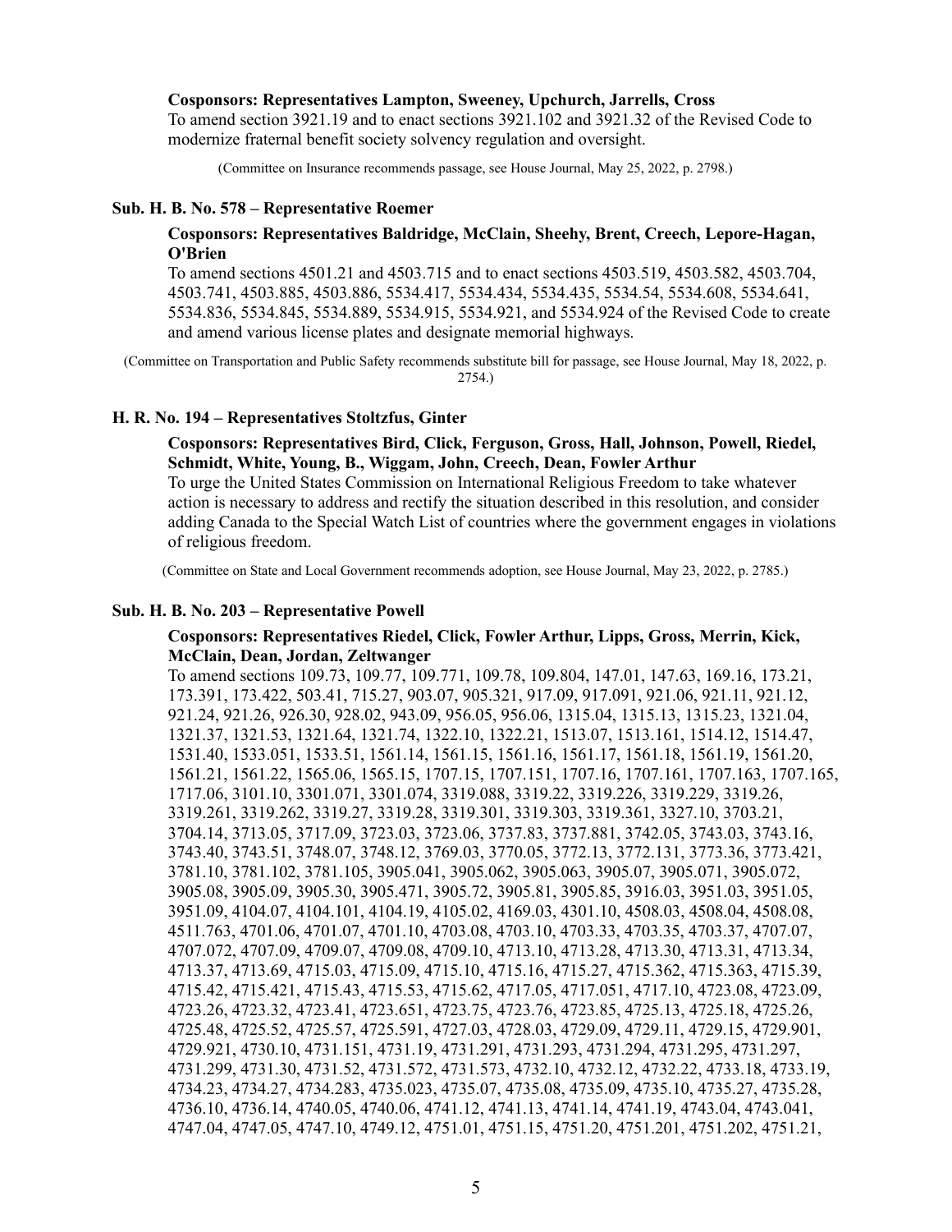**Cosponsors: Representatives Lampton, Sweeney, Upchurch, Jarrells, Cross**

To amend section 3921.19 and to enact sections 3921.102 and 3921.32 of the Revised Code to modernize fraternal benefit society solvency regulation and oversight.

(Committee on Insurance recommends passage, see House Journal, May 25, 2022, p. 2798.)

**Sub. H. B. No. 578 – Representative Roemer**

**Cosponsors: Representatives Baldridge, McClain, Sheehy, Brent, Creech, Lepore-Hagan, O'Brien**

To amend sections 4501.21 and 4503.715 and to enact sections 4503.519, 4503.582, 4503.704, 4503.741, 4503.885, 4503.886, 5534.417, 5534.434, 5534.435, 5534.54, 5534.608, 5534.641, 5534.836, 5534.845, 5534.889, 5534.915, 5534.921, and 5534.924 of the Revised Code to create and amend various license plates and designate memorial highways.

(Committee on Transportation and Public Safety recommends substitute bill for passage, see House Journal, May 18, 2022, p. 2754.)

**H. R. No. 194 – Representatives Stoltzfus, Ginter**

**Cosponsors: Representatives Bird, Click, Ferguson, Gross, Hall, Johnson, Powell, Riedel, Schmidt, White, Young, B., Wiggam, John, Creech, Dean, Fowler Arthur**

To urge the United States Commission on International Religious Freedom to take whatever action is necessary to address and rectify the situation described in this resolution, and consider adding Canada to the Special Watch List of countries where the government engages in violations of religious freedom.

(Committee on State and Local Government recommends adoption, see House Journal, May 23, 2022, p. 2785.)

**Sub. H. B. No. 203 – Representative Powell**

**Cosponsors: Representatives Riedel, Click, Fowler Arthur, Lipps, Gross, Merrin, Kick, McClain, Dean, Jordan, Zeltwanger**

To amend sections 109.73, 109.77, 109.771, 109.78, 109.804, 147.01, 147.63, 169.16, 173.21, 173.391, 173.422, 503.41, 715.27, 903.07, 905.321, 917.09, 917.091, 921.06, 921.11, 921.12, 921.24, 921.26, 926.30, 928.02, 943.09, 956.05, 956.06, 1315.04, 1315.13, 1315.23, 1321.04, 1321.37, 1321.53, 1321.64, 1321.74, 1322.10, 1322.21, 1513.07, 1513.161, 1514.12, 1514.47, 1531.40, 1533.051, 1533.51, 1561.14, 1561.15, 1561.16, 1561.17, 1561.18, 1561.19, 1561.20, 1561.21, 1561.22, 1565.06, 1565.15, 1707.15, 1707.151, 1707.16, 1707.161, 1707.163, 1707.165, 1717.06, 3101.10, 3301.071, 3301.074, 3319.088, 3319.22, 3319.226, 3319.229, 3319.26, 3319.261, 3319.262, 3319.27, 3319.28, 3319.301, 3319.303, 3319.361, 3327.10, 3703.21, 3704.14, 3713.05, 3717.09, 3723.03, 3723.06, 3737.83, 3737.881, 3742.05, 3743.03, 3743.16, 3743.40, 3743.51, 3748.07, 3748.12, 3769.03, 3770.05, 3772.13, 3772.131, 3773.36, 3773.421, 3781.10, 3781.102, 3781.105, 3905.041, 3905.062, 3905.063, 3905.07, 3905.071, 3905.072, 3905.08, 3905.09, 3905.30, 3905.471, 3905.72, 3905.81, 3905.85, 3916.03, 3951.03, 3951.05, 3951.09, 4104.07, 4104.101, 4104.19, 4105.02, 4169.03, 4301.10, 4508.03, 4508.04, 4508.08, 4511.763, 4701.06, 4701.07, 4701.10, 4703.08, 4703.10, 4703.33, 4703.35, 4703.37, 4707.07, 4707.072, 4707.09, 4709.07, 4709.08, 4709.10, 4713.10, 4713.28, 4713.30, 4713.31, 4713.34, 4713.37, 4713.69, 4715.03, 4715.09, 4715.10, 4715.16, 4715.27, 4715.362, 4715.363, 4715.39, 4715.42, 4715.421, 4715.43, 4715.53, 4715.62, 4717.05, 4717.051, 4717.10, 4723.08, 4723.09, 4723.26, 4723.32, 4723.41, 4723.651, 4723.75, 4723.76, 4723.85, 4725.13, 4725.18, 4725.26, 4725.48, 4725.52, 4725.57, 4725.591, 4727.03, 4728.03, 4729.09, 4729.11, 4729.15, 4729.901, 4729.921, 4730.10, 4731.151, 4731.19, 4731.291, 4731.293, 4731.294, 4731.295, 4731.297, 4731.299, 4731.30, 4731.52, 4731.572, 4731.573, 4732.10, 4732.12, 4732.22, 4733.18, 4733.19, 4734.23, 4734.27, 4734.283, 4735.023, 4735.07, 4735.08, 4735.09, 4735.10, 4735.27, 4735.28, 4736.10, 4736.14, 4740.05, 4740.06, 4741.12, 4741.13, 4741.14, 4741.19, 4743.04, 4743.041, 4747.04, 4747.05, 4747.10, 4749.12, 4751.01, 4751.15, 4751.20, 4751.201, 4751.202, 4751.21,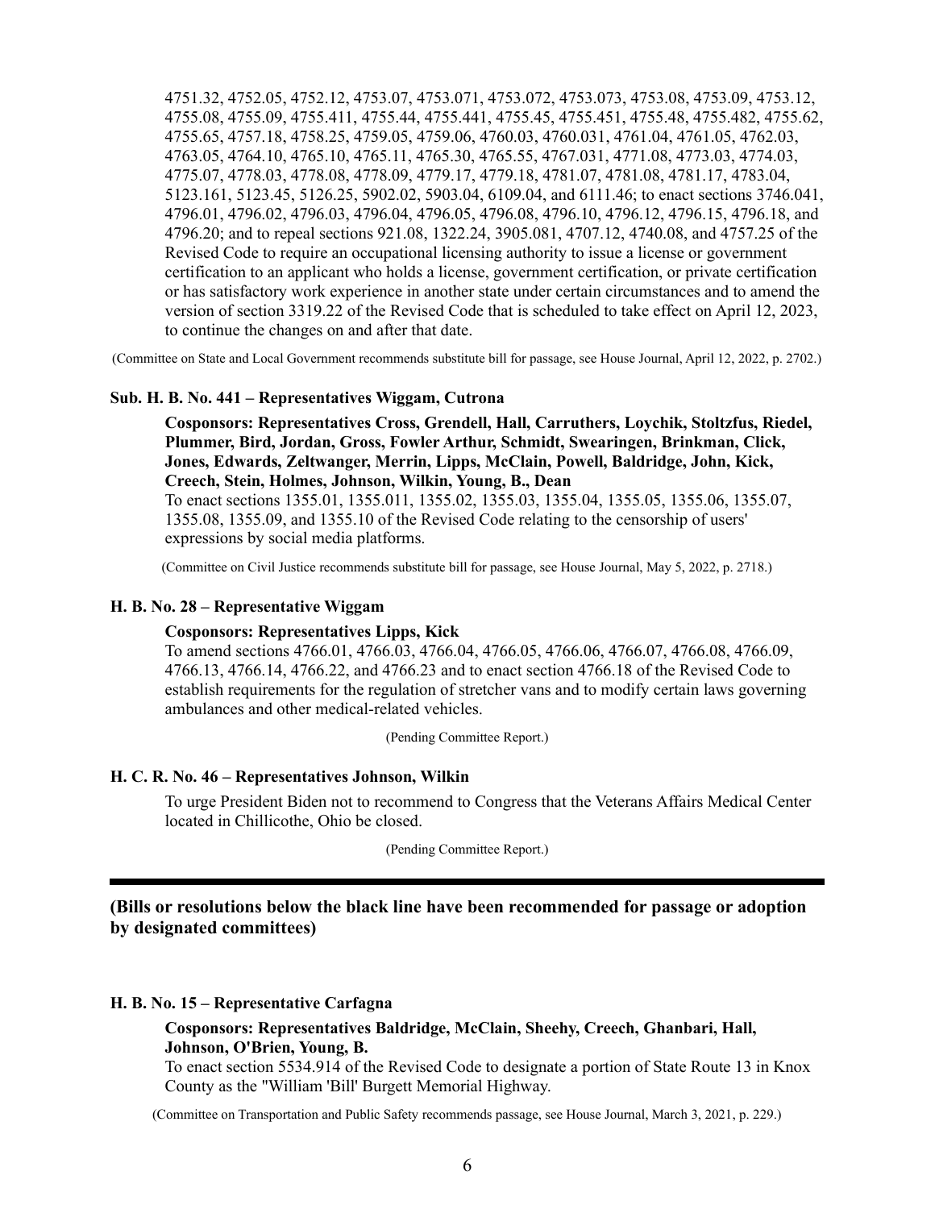4751.32, 4752.05, 4752.12, 4753.07, 4753.071, 4753.072, 4753.073, 4753.08, 4753.09, 4753.12, 4755.08, 4755.09, 4755.411, 4755.44, 4755.441, 4755.45, 4755.451, 4755.48, 4755.482, 4755.62, 4755.65, 4757.18, 4758.25, 4759.05, 4759.06, 4760.03, 4760.031, 4761.04, 4761.05, 4762.03, 4763.05, 4764.10, 4765.10, 4765.11, 4765.30, 4765.55, 4767.031, 4771.08, 4773.03, 4774.03, 4775.07, 4778.03, 4778.08, 4778.09, 4779.17, 4779.18, 4781.07, 4781.08, 4781.17, 4783.04, 5123.161, 5123.45, 5126.25, 5902.02, 5903.04, 6109.04, and 6111.46; to enact sections 3746.041, 4796.01, 4796.02, 4796.03, 4796.04, 4796.05, 4796.08, 4796.10, 4796.12, 4796.15, 4796.18, and 4796.20; and to repeal sections 921.08, 1322.24, 3905.081, 4707.12, 4740.08, and 4757.25 of the Revised Code to require an occupational licensing authority to issue a license or government certification to an applicant who holds a license, government certification, or private certification or has satisfactory work experience in another state under certain circumstances and to amend the version of section 3319.22 of the Revised Code that is scheduled to take effect on April 12, 2023, to continue the changes on and after that date.

(Committee on State and Local Government recommends substitute bill for passage, see House Journal, April 12, 2022, p. 2702.)

**Sub. H. B. No. 441 – Representatives Wiggam, Cutrona**

**Cosponsors: Representatives Cross, Grendell, Hall, Carruthers, Loychik, Stoltzfus, Riedel, Plummer, Bird, Jordan, Gross, Fowler Arthur, Schmidt, Swearingen, Brinkman, Click, Jones, Edwards, Zeltwanger, Merrin, Lipps, McClain, Powell, Baldridge, John, Kick, Creech, Stein, Holmes, Johnson, Wilkin, Young, B., Dean**

To enact sections 1355.01, 1355.011, 1355.02, 1355.03, 1355.04, 1355.05, 1355.06, 1355.07, 1355.08, 1355.09, and 1355.10 of the Revised Code relating to the censorship of users' expressions by social media platforms.

(Committee on Civil Justice recommends substitute bill for passage, see House Journal, May 5, 2022, p. 2718.)

**H. B. No. 28 – Representative Wiggam**

**Cosponsors: Representatives Lipps, Kick**

To amend sections 4766.01, 4766.03, 4766.04, 4766.05, 4766.06, 4766.07, 4766.08, 4766.09, 4766.13, 4766.14, 4766.22, and 4766.23 and to enact section 4766.18 of the Revised Code to establish requirements for the regulation of stretcher vans and to modify certain laws governing ambulances and other medical-related vehicles.

(Pending Committee Report.)

**H. C. R. No. 46 – Representatives Johnson, Wilkin**

To urge President Biden not to recommend to Congress that the Veterans Affairs Medical Center located in Chillicothe, Ohio be closed.

(Pending Committee Report.)

---

**(Bills or resolutions below the black line have been recommended for passage or adoption by designated committees)**

**H. B. No. 15 – Representative Carfagna**

**Cosponsors: Representatives Baldridge, McClain, Sheehy, Creech, Ghanbari, Hall, Johnson, O'Brien, Young, B.**

To enact section 5534.914 of the Revised Code to designate a portion of State Route 13 in Knox County as the "William 'Bill' Burgett Memorial Highway.

(Committee on Transportation and Public Safety recommends passage, see House Journal, March 3, 2021, p. 229.)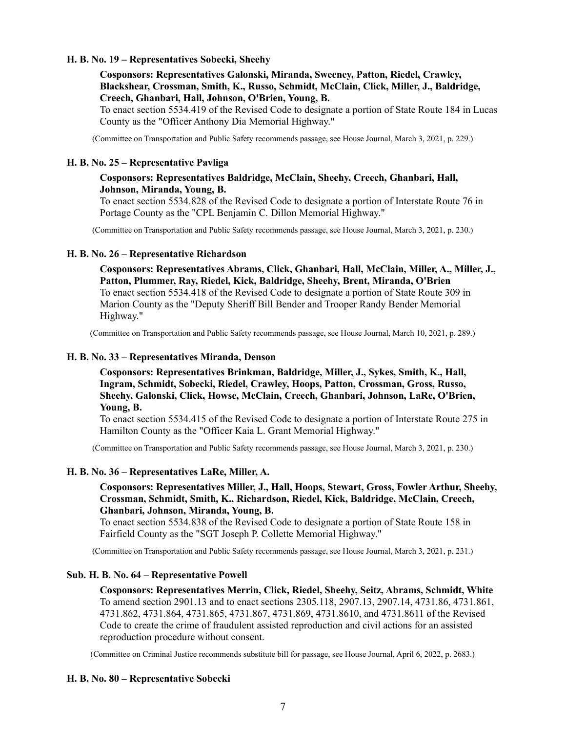**H. B. No. 19 – Representatives Sobecki, Sheehy**

**Cosponsors: Representatives Galonski, Miranda, Sweeney, Patton, Riedel, Crawley, Blackshear, Crossman, Smith, K., Russo, Schmidt, McClain, Click, Miller, J., Baldridge, Creech, Ghanbari, Hall, Johnson, O'Brien, Young, B.**

To enact section 5534.419 of the Revised Code to designate a portion of State Route 184 in Lucas County as the "Officer Anthony Dia Memorial Highway."

(Committee on Transportation and Public Safety recommends passage, see House Journal, March 3, 2021, p. 229.)

**H. B. No. 25 – Representative Pavliga**

**Cosponsors: Representatives Baldridge, McClain, Sheehy, Creech, Ghanbari, Hall, Johnson, Miranda, Young, B.**

To enact section 5534.828 of the Revised Code to designate a portion of Interstate Route 76 in Portage County as the "CPL Benjamin C. Dillon Memorial Highway."

(Committee on Transportation and Public Safety recommends passage, see House Journal, March 3, 2021, p. 230.)

**H. B. No. 26 – Representative Richardson**

**Cosponsors: Representatives Abrams, Click, Ghanbari, Hall, McClain, Miller, A., Miller, J., Patton, Plummer, Ray, Riedel, Kick, Baldridge, Sheehy, Brent, Miranda, O'Brien**

To enact section 5534.418 of the Revised Code to designate a portion of State Route 309 in Marion County as the "Deputy Sheriff Bill Bender and Trooper Randy Bender Memorial Highway."

(Committee on Transportation and Public Safety recommends passage, see House Journal, March 10, 2021, p. 289.)

**H. B. No. 33 – Representatives Miranda, Denson**

**Cosponsors: Representatives Brinkman, Baldridge, Miller, J., Sykes, Smith, K., Hall, Ingram, Schmidt, Sobecki, Riedel, Crawley, Hoops, Patton, Crossman, Gross, Russo, Sheehy, Galonski, Click, Howse, McClain, Creech, Ghanbari, Johnson, LaRe, O'Brien, Young, B.**

To enact section 5534.415 of the Revised Code to designate a portion of Interstate Route 275 in Hamilton County as the "Officer Kaia L. Grant Memorial Highway."

(Committee on Transportation and Public Safety recommends passage, see House Journal, March 3, 2021, p. 230.)

**H. B. No. 36 – Representatives LaRe, Miller, A.**

**Cosponsors: Representatives Miller, J., Hall, Hoops, Stewart, Gross, Fowler Arthur, Sheehy, Crossman, Schmidt, Smith, K., Richardson, Riedel, Kick, Baldridge, McClain, Creech, Ghanbari, Johnson, Miranda, Young, B.**

To enact section 5534.838 of the Revised Code to designate a portion of State Route 158 in Fairfield County as the "SGT Joseph P. Collette Memorial Highway."

(Committee on Transportation and Public Safety recommends passage, see House Journal, March 3, 2021, p. 231.)

**Sub. H. B. No. 64 – Representative Powell**

**Cosponsors: Representatives Merrin, Click, Riedel, Sheehy, Seitz, Abrams, Schmidt, White**

To amend section 2901.13 and to enact sections 2305.118, 2907.13, 2907.14, 4731.86, 4731.861, 4731.862, 4731.864, 4731.865, 4731.867, 4731.869, 4731.8610, and 4731.8611 of the Revised Code to create the crime of fraudulent assisted reproduction and civil actions for an assisted reproduction procedure without consent.

(Committee on Criminal Justice recommends substitute bill for passage, see House Journal, April 6, 2022, p. 2683.)

**H. B. No. 80 – Representative Sobecki**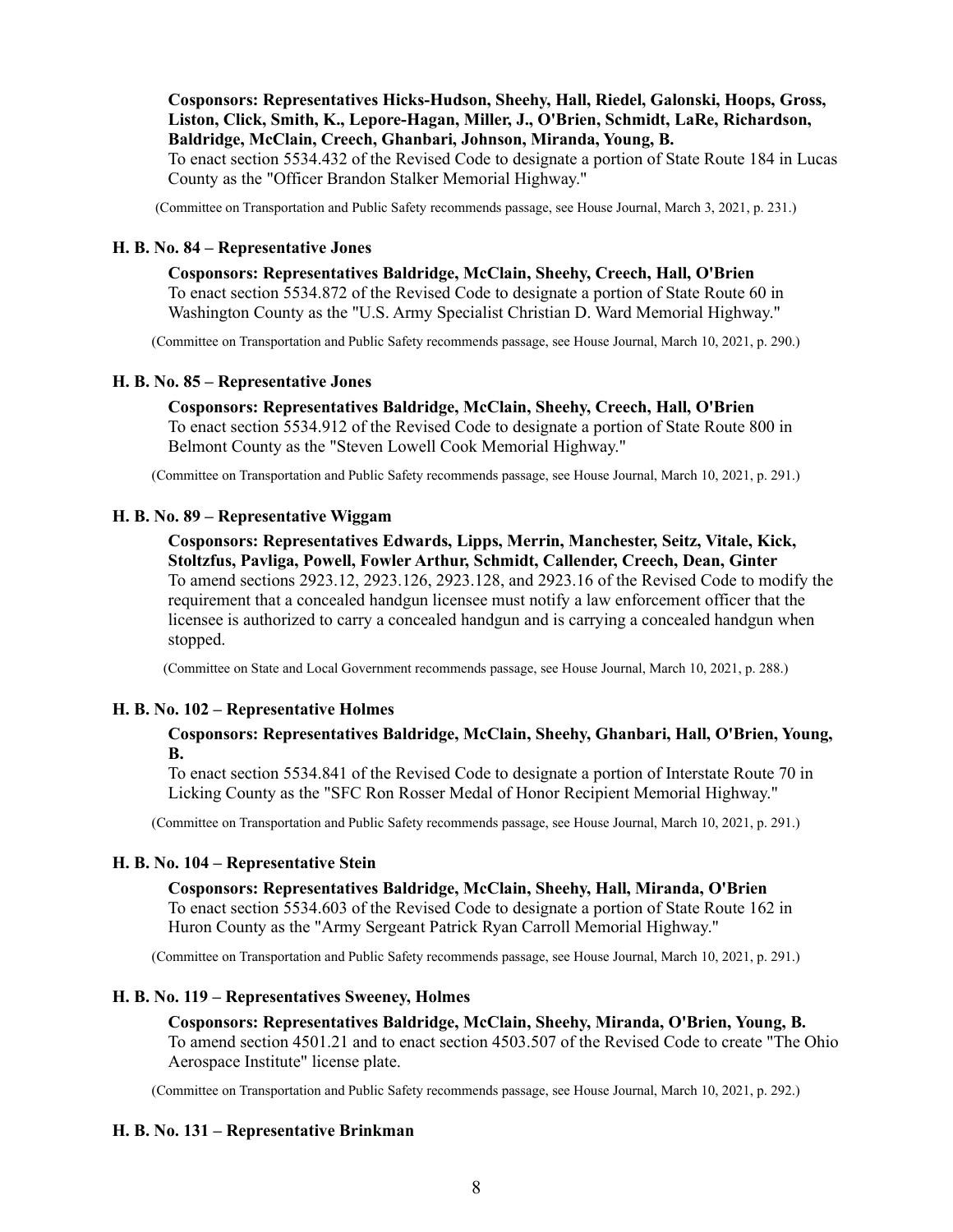**Cosponsors: Representatives Hicks-Hudson, Sheehy, Hall, Riedel, Galonski, Hoops, Gross, Liston, Click, Smith, K., Lepore-Hagan, Miller, J., O'Brien, Schmidt, LaRe, Richardson, Baldridge, McClain, Creech, Ghanbari, Johnson, Miranda, Young, B.**
To enact section 5534.432 of the Revised Code to designate a portion of State Route 184 in Lucas County as the "Officer Brandon Stalker Memorial Highway."

(Committee on Transportation and Public Safety recommends passage, see House Journal, March 3, 2021, p. 231.)

**H. B. No. 84 – Representative Jones**

**Cosponsors: Representatives Baldridge, McClain, Sheehy, Creech, Hall, O'Brien**
To enact section 5534.872 of the Revised Code to designate a portion of State Route 60 in Washington County as the "U.S. Army Specialist Christian D. Ward Memorial Highway."

(Committee on Transportation and Public Safety recommends passage, see House Journal, March 10, 2021, p. 290.)

**H. B. No. 85 – Representative Jones**

**Cosponsors: Representatives Baldridge, McClain, Sheehy, Creech, Hall, O'Brien**
To enact section 5534.912 of the Revised Code to designate a portion of State Route 800 in Belmont County as the "Steven Lowell Cook Memorial Highway."

(Committee on Transportation and Public Safety recommends passage, see House Journal, March 10, 2021, p. 291.)

**H. B. No. 89 – Representative Wiggam**

**Cosponsors: Representatives Edwards, Lipps, Merrin, Manchester, Seitz, Vitale, Kick, Stoltzfus, Pavliga, Powell, Fowler Arthur, Schmidt, Callender, Creech, Dean, Ginter**
To amend sections 2923.12, 2923.126, 2923.128, and 2923.16 of the Revised Code to modify the requirement that a concealed handgun licensee must notify a law enforcement officer that the licensee is authorized to carry a concealed handgun and is carrying a concealed handgun when stopped.

(Committee on State and Local Government recommends passage, see House Journal, March 10, 2021, p. 288.)

**H. B. No. 102 – Representative Holmes**

**Cosponsors: Representatives Baldridge, McClain, Sheehy, Ghanbari, Hall, O'Brien, Young, B.**
To enact section 5534.841 of the Revised Code to designate a portion of Interstate Route 70 in Licking County as the "SFC Ron Rosser Medal of Honor Recipient Memorial Highway."

(Committee on Transportation and Public Safety recommends passage, see House Journal, March 10, 2021, p. 291.)

**H. B. No. 104 – Representative Stein**

**Cosponsors: Representatives Baldridge, McClain, Sheehy, Hall, Miranda, O'Brien**
To enact section 5534.603 of the Revised Code to designate a portion of State Route 162 in Huron County as the "Army Sergeant Patrick Ryan Carroll Memorial Highway."

(Committee on Transportation and Public Safety recommends passage, see House Journal, March 10, 2021, p. 291.)

**H. B. No. 119 – Representatives Sweeney, Holmes**

**Cosponsors: Representatives Baldridge, McClain, Sheehy, Miranda, O'Brien, Young, B.**
To amend section 4501.21 and to enact section 4503.507 of the Revised Code to create "The Ohio Aerospace Institute" license plate.

(Committee on Transportation and Public Safety recommends passage, see House Journal, March 10, 2021, p. 292.)

**H. B. No. 131 – Representative Brinkman**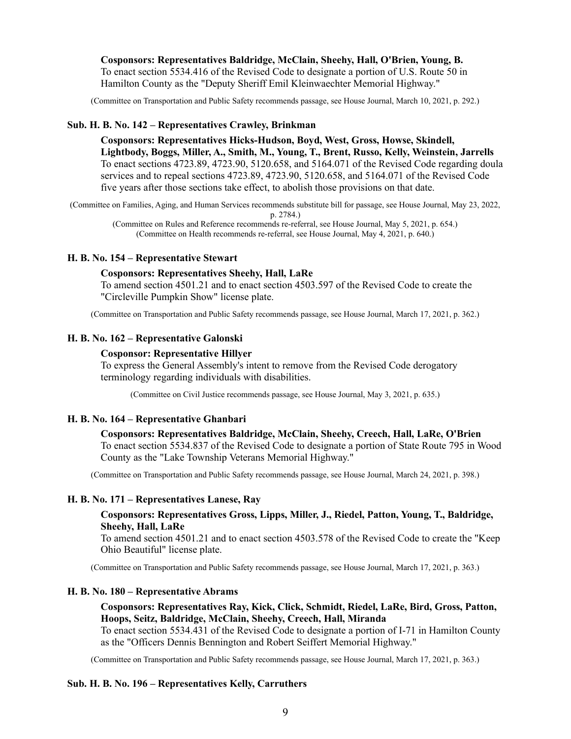**Cosponsors: Representatives Baldridge, McClain, Sheehy, Hall, O'Brien, Young, B.**
To enact section 5534.416 of the Revised Code to designate a portion of U.S. Route 50 in Hamilton County as the "Deputy Sheriff Emil Kleinwaechter Memorial Highway."

(Committee on Transportation and Public Safety recommends passage, see House Journal, March 10, 2021, p. 292.)

**Sub. H. B. No. 142 – Representatives Crawley, Brinkman**

**Cosponsors: Representatives Hicks-Hudson, Boyd, West, Gross, Howse, Skindell, Lightbody, Boggs, Miller, A., Smith, M., Young, T., Brent, Russo, Kelly, Weinstein, Jarrells**
To enact sections 4723.89, 4723.90, 5120.658, and 5164.071 of the Revised Code regarding doula services and to repeal sections 4723.89, 4723.90, 5120.658, and 5164.071 of the Revised Code five years after those sections take effect, to abolish those provisions on that date.

(Committee on Families, Aging, and Human Services recommends substitute bill for passage, see House Journal, May 23, 2022, p. 2784.)
(Committee on Rules and Reference recommends re-referral, see House Journal, May 5, 2021, p. 654.)
(Committee on Health recommends re-referral, see House Journal, May 4, 2021, p. 640.)

**H. B. No. 154 – Representative Stewart**

**Cosponsors: Representatives Sheehy, Hall, LaRe**
To amend section 4501.21 and to enact section 4503.597 of the Revised Code to create the "Circleville Pumpkin Show" license plate.

(Committee on Transportation and Public Safety recommends passage, see House Journal, March 17, 2021, p. 362.)

**H. B. No. 162 – Representative Galonski**

**Cosponsor: Representative Hillyer**
To express the General Assembly's intent to remove from the Revised Code derogatory terminology regarding individuals with disabilities.

(Committee on Civil Justice recommends passage, see House Journal, May 3, 2021, p. 635.)

**H. B. No. 164 – Representative Ghanbari**

**Cosponsors: Representatives Baldridge, McClain, Sheehy, Creech, Hall, LaRe, O'Brien**
To enact section 5534.837 of the Revised Code to designate a portion of State Route 795 in Wood County as the "Lake Township Veterans Memorial Highway."

(Committee on Transportation and Public Safety recommends passage, see House Journal, March 24, 2021, p. 398.)

**H. B. No. 171 – Representatives Lanese, Ray**

**Cosponsors: Representatives Gross, Lipps, Miller, J., Riedel, Patton, Young, T., Baldridge, Sheehy, Hall, LaRe**
To amend section 4501.21 and to enact section 4503.578 of the Revised Code to create the "Keep Ohio Beautiful" license plate.

(Committee on Transportation and Public Safety recommends passage, see House Journal, March 17, 2021, p. 363.)

**H. B. No. 180 – Representative Abrams**

**Cosponsors: Representatives Ray, Kick, Click, Schmidt, Riedel, LaRe, Bird, Gross, Patton, Hoops, Seitz, Baldridge, McClain, Sheehy, Creech, Hall, Miranda**
To enact section 5534.431 of the Revised Code to designate a portion of I-71 in Hamilton County as the "Officers Dennis Bennington and Robert Seiffert Memorial Highway."

(Committee on Transportation and Public Safety recommends passage, see House Journal, March 17, 2021, p. 363.)

**Sub. H. B. No. 196 – Representatives Kelly, Carruthers**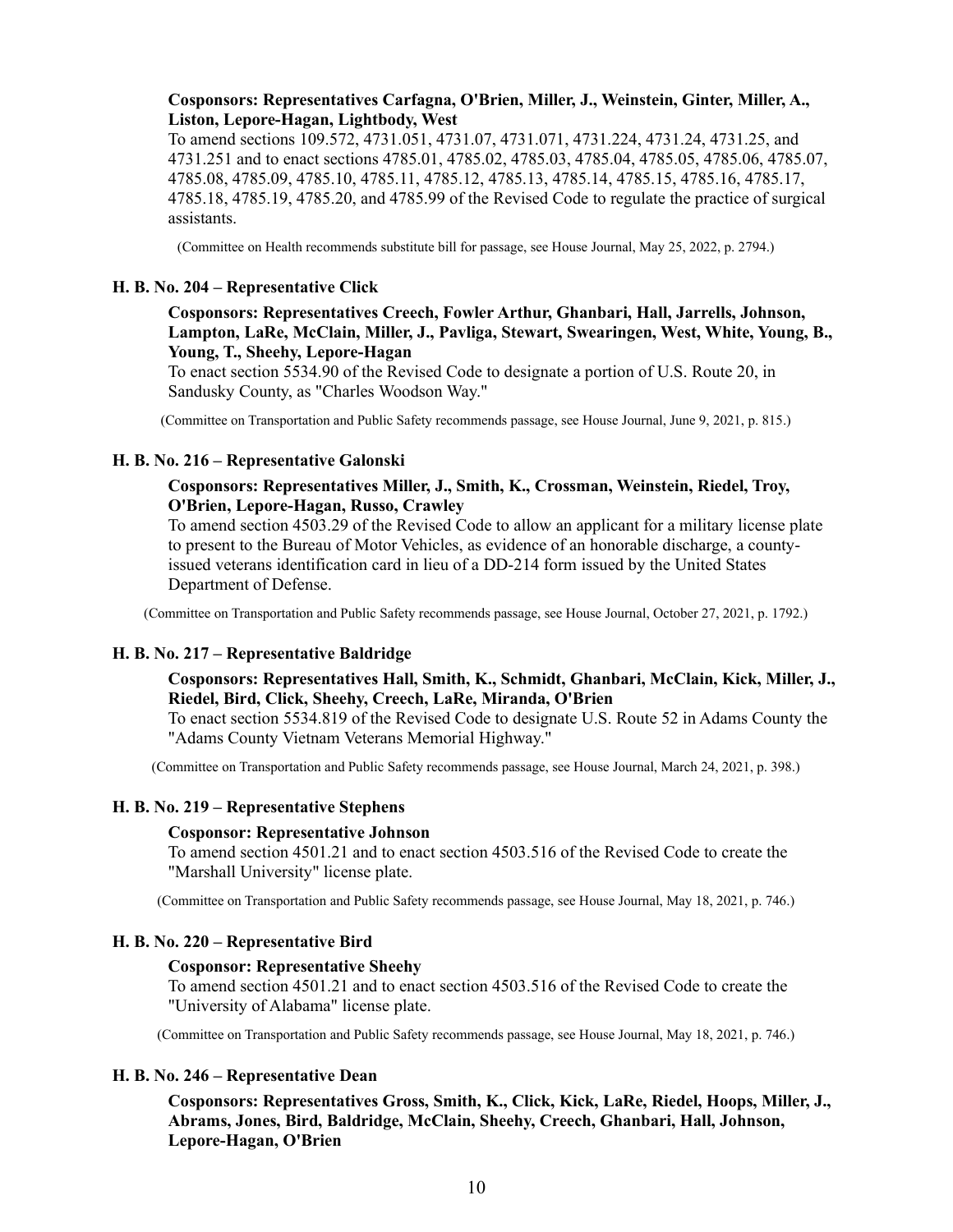**Cosponsors: Representatives Carfagna, O'Brien, Miller, J., Weinstein, Ginter, Miller, A., Liston, Lepore-Hagan, Lightbody, West**

To amend sections 109.572, 4731.051, 4731.07, 4731.071, 4731.224, 4731.24, 4731.25, and 4731.251 and to enact sections 4785.01, 4785.02, 4785.03, 4785.04, 4785.05, 4785.06, 4785.07, 4785.08, 4785.09, 4785.10, 4785.11, 4785.12, 4785.13, 4785.14, 4785.15, 4785.16, 4785.17, 4785.18, 4785.19, 4785.20, and 4785.99 of the Revised Code to regulate the practice of surgical assistants.

(Committee on Health recommends substitute bill for passage, see House Journal, May 25, 2022, p. 2794.)

**H. B. No. 204 – Representative Click**

**Cosponsors: Representatives Creech, Fowler Arthur, Ghanbari, Hall, Jarrells, Johnson, Lampton, LaRe, McClain, Miller, J., Pavliga, Stewart, Swearingen, West, White, Young, B., Young, T., Sheehy, Lepore-Hagan**

To enact section 5534.90 of the Revised Code to designate a portion of U.S. Route 20, in Sandusky County, as "Charles Woodson Way."

(Committee on Transportation and Public Safety recommends passage, see House Journal, June 9, 2021, p. 815.)

**H. B. No. 216 – Representative Galonski**

**Cosponsors: Representatives Miller, J., Smith, K., Crossman, Weinstein, Riedel, Troy, O'Brien, Lepore-Hagan, Russo, Crawley**

To amend section 4503.29 of the Revised Code to allow an applicant for a military license plate to present to the Bureau of Motor Vehicles, as evidence of an honorable discharge, a county-issued veterans identification card in lieu of a DD-214 form issued by the United States Department of Defense.

(Committee on Transportation and Public Safety recommends passage, see House Journal, October 27, 2021, p. 1792.)

**H. B. No. 217 – Representative Baldridge**

**Cosponsors: Representatives Hall, Smith, K., Schmidt, Ghanbari, McClain, Kick, Miller, J., Riedel, Bird, Click, Sheehy, Creech, LaRe, Miranda, O'Brien**

To enact section 5534.819 of the Revised Code to designate U.S. Route 52 in Adams County the "Adams County Vietnam Veterans Memorial Highway."

(Committee on Transportation and Public Safety recommends passage, see House Journal, March 24, 2021, p. 398.)

**H. B. No. 219 – Representative Stephens**

**Cosponsor: Representative Johnson**

To amend section 4501.21 and to enact section 4503.516 of the Revised Code to create the "Marshall University" license plate.

(Committee on Transportation and Public Safety recommends passage, see House Journal, May 18, 2021, p. 746.)

**H. B. No. 220 – Representative Bird**

**Cosponsor: Representative Sheehy**

To amend section 4501.21 and to enact section 4503.516 of the Revised Code to create the "University of Alabama" license plate.

(Committee on Transportation and Public Safety recommends passage, see House Journal, May 18, 2021, p. 746.)

**H. B. No. 246 – Representative Dean**

**Cosponsors: Representatives Gross, Smith, K., Click, Kick, LaRe, Riedel, Hoops, Miller, J., Abrams, Jones, Bird, Baldridge, McClain, Sheehy, Creech, Ghanbari, Hall, Johnson, Lepore-Hagan, O'Brien**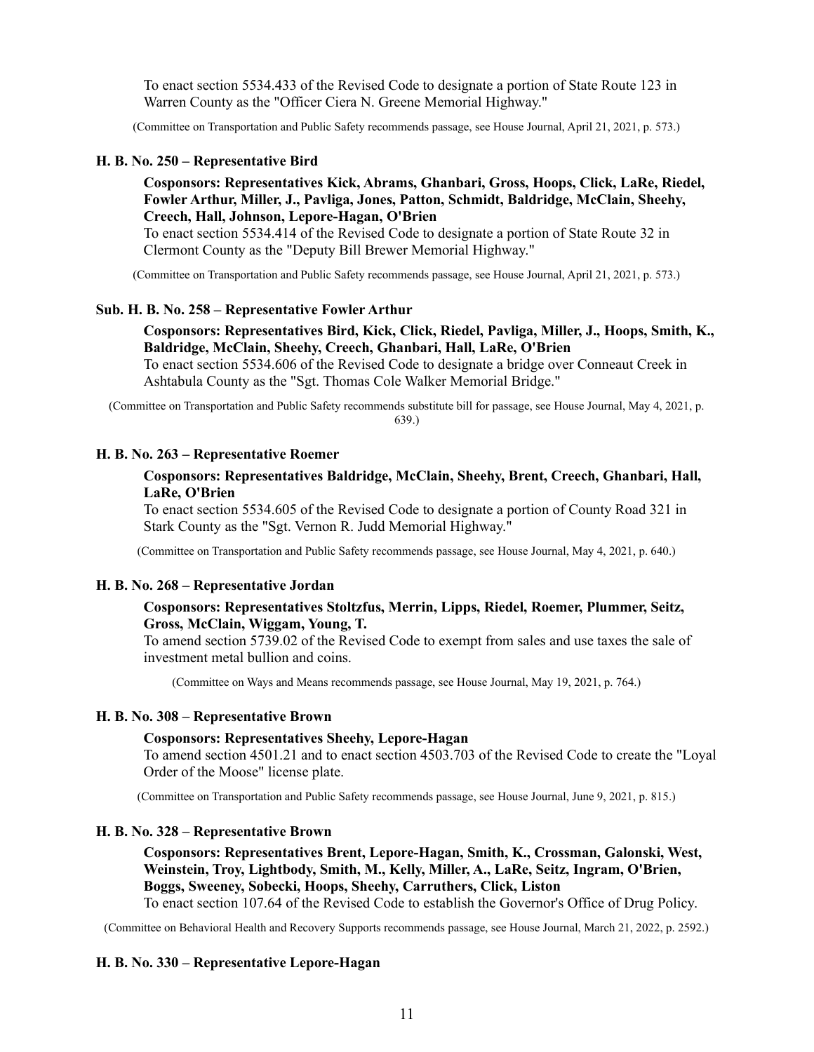To enact section 5534.433 of the Revised Code to designate a portion of State Route 123 in Warren County as the "Officer Ciera N. Greene Memorial Highway."

(Committee on Transportation and Public Safety recommends passage, see House Journal, April 21, 2021, p. 573.)

### H. B. No. 250 – Representative Bird

**Cosponsors: Representatives Kick, Abrams, Ghanbari, Gross, Hoops, Click, LaRe, Riedel, Fowler Arthur, Miller, J., Pavliga, Jones, Patton, Schmidt, Baldridge, McClain, Sheehy, Creech, Hall, Johnson, Lepore-Hagan, O'Brien**

To enact section 5534.414 of the Revised Code to designate a portion of State Route 32 in Clermont County as the "Deputy Bill Brewer Memorial Highway."

(Committee on Transportation and Public Safety recommends passage, see House Journal, April 21, 2021, p. 573.)

### Sub. H. B. No. 258 – Representative Fowler Arthur

**Cosponsors: Representatives Bird, Kick, Click, Riedel, Pavliga, Miller, J., Hoops, Smith, K., Baldridge, McClain, Sheehy, Creech, Ghanbari, Hall, LaRe, O'Brien**

To enact section 5534.606 of the Revised Code to designate a bridge over Conneaut Creek in Ashtabula County as the "Sgt. Thomas Cole Walker Memorial Bridge."

(Committee on Transportation and Public Safety recommends substitute bill for passage, see House Journal, May 4, 2021, p. 639.)

### H. B. No. 263 – Representative Roemer

**Cosponsors: Representatives Baldridge, McClain, Sheehy, Brent, Creech, Ghanbari, Hall, LaRe, O'Brien**

To enact section 5534.605 of the Revised Code to designate a portion of County Road 321 in Stark County as the "Sgt. Vernon R. Judd Memorial Highway."

(Committee on Transportation and Public Safety recommends passage, see House Journal, May 4, 2021, p. 640.)

### H. B. No. 268 – Representative Jordan

**Cosponsors: Representatives Stoltzfus, Merrin, Lipps, Riedel, Roemer, Plummer, Seitz, Gross, McClain, Wiggam, Young, T.**

To amend section 5739.02 of the Revised Code to exempt from sales and use taxes the sale of investment metal bullion and coins.

(Committee on Ways and Means recommends passage, see House Journal, May 19, 2021, p. 764.)

### H. B. No. 308 – Representative Brown

**Cosponsors: Representatives Sheehy, Lepore-Hagan**

To amend section 4501.21 and to enact section 4503.703 of the Revised Code to create the "Loyal Order of the Moose" license plate.

(Committee on Transportation and Public Safety recommends passage, see House Journal, June 9, 2021, p. 815.)

### H. B. No. 328 – Representative Brown

**Cosponsors: Representatives Brent, Lepore-Hagan, Smith, K., Crossman, Galonski, West, Weinstein, Troy, Lightbody, Smith, M., Kelly, Miller, A., LaRe, Seitz, Ingram, O'Brien, Boggs, Sweeney, Sobecki, Hoops, Sheehy, Carruthers, Click, Liston**

To enact section 107.64 of the Revised Code to establish the Governor's Office of Drug Policy.

(Committee on Behavioral Health and Recovery Supports recommends passage, see House Journal, March 21, 2022, p. 2592.)

### H. B. No. 330 – Representative Lepore-Hagan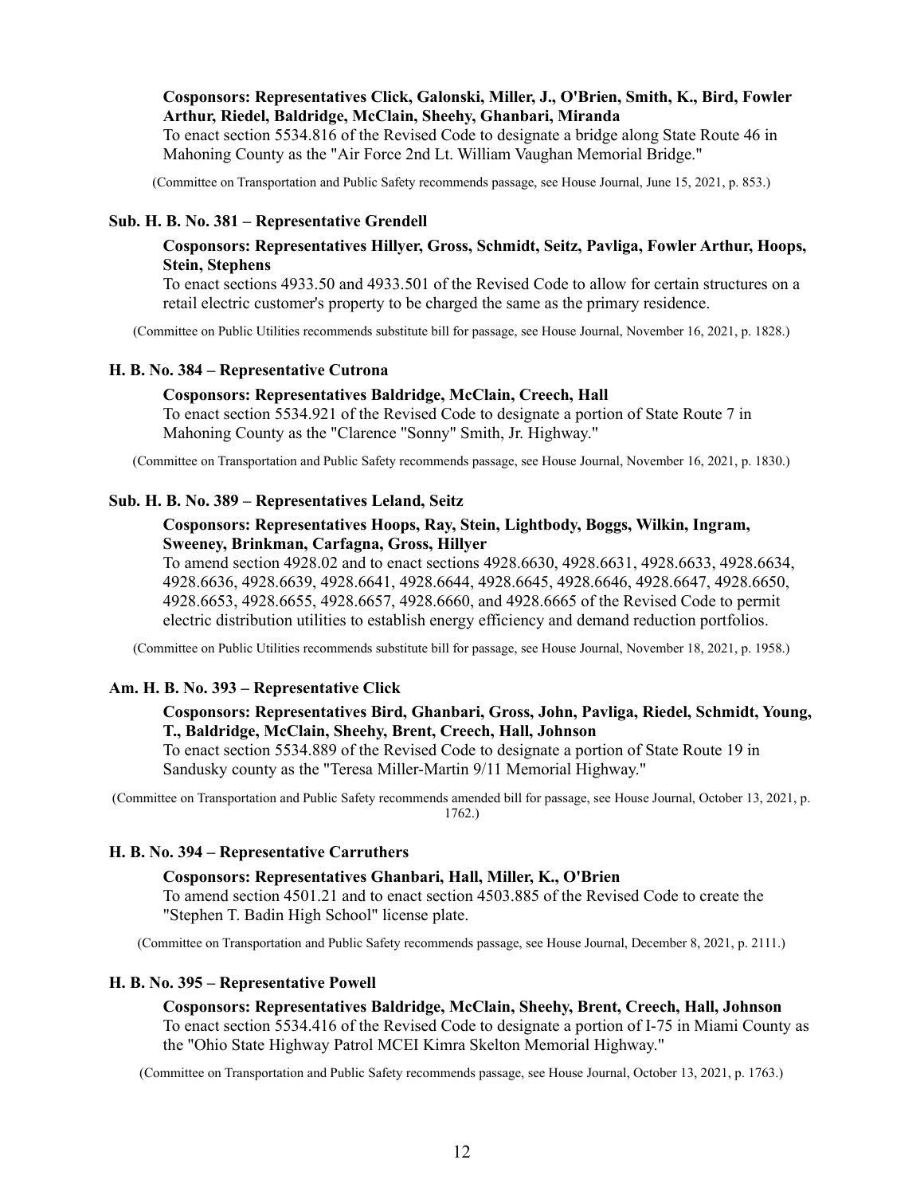**Cosponsors: Representatives Click, Galonski, Miller, J., O'Brien, Smith, K., Bird, Fowler Arthur, Riedel, Baldridge, McClain, Sheehy, Ghanbari, Miranda**

To enact section 5534.816 of the Revised Code to designate a bridge along State Route 46 in Mahoning County as the "Air Force 2nd Lt. William Vaughan Memorial Bridge."

(Committee on Transportation and Public Safety recommends passage, see House Journal, June 15, 2021, p. 853.)

### Sub. H. B. No. 381 – Representative Grendell

**Cosponsors: Representatives Hillyer, Gross, Schmidt, Seitz, Pavliga, Fowler Arthur, Hoops, Stein, Stephens**

To enact sections 4933.50 and 4933.501 of the Revised Code to allow for certain structures on a retail electric customer's property to be charged the same as the primary residence.

(Committee on Public Utilities recommends substitute bill for passage, see House Journal, November 16, 2021, p. 1828.)

### H. B. No. 384 – Representative Cutrona

**Cosponsors: Representatives Baldridge, McClain, Creech, Hall**

To enact section 5534.921 of the Revised Code to designate a portion of State Route 7 in Mahoning County as the "Clarence "Sonny" Smith, Jr. Highway."

(Committee on Transportation and Public Safety recommends passage, see House Journal, November 16, 2021, p. 1830.)

### Sub. H. B. No. 389 – Representatives Leland, Seitz

**Cosponsors: Representatives Hoops, Ray, Stein, Lightbody, Boggs, Wilkin, Ingram, Sweeney, Brinkman, Carfagna, Gross, Hillyer**

To amend section 4928.02 and to enact sections 4928.6630, 4928.6631, 4928.6633, 4928.6634, 4928.6636, 4928.6639, 4928.6641, 4928.6644, 4928.6645, 4928.6646, 4928.6647, 4928.6650, 4928.6653, 4928.6655, 4928.6657, 4928.6660, and 4928.6665 of the Revised Code to permit electric distribution utilities to establish energy efficiency and demand reduction portfolios.

(Committee on Public Utilities recommends substitute bill for passage, see House Journal, November 18, 2021, p. 1958.)

### Am. H. B. No. 393 – Representative Click

**Cosponsors: Representatives Bird, Ghanbari, Gross, John, Pavliga, Riedel, Schmidt, Young, T., Baldridge, McClain, Sheehy, Brent, Creech, Hall, Johnson**

To enact section 5534.889 of the Revised Code to designate a portion of State Route 19 in Sandusky county as the "Teresa Miller-Martin 9/11 Memorial Highway."

(Committee on Transportation and Public Safety recommends amended bill for passage, see House Journal, October 13, 2021, p. 1762.)

### H. B. No. 394 – Representative Carruthers

**Cosponsors: Representatives Ghanbari, Hall, Miller, K., O'Brien**

To amend section 4501.21 and to enact section 4503.885 of the Revised Code to create the "Stephen T. Badin High School" license plate.

(Committee on Transportation and Public Safety recommends passage, see House Journal, December 8, 2021, p. 2111.)

### H. B. No. 395 – Representative Powell

**Cosponsors: Representatives Baldridge, McClain, Sheehy, Brent, Creech, Hall, Johnson**

To enact section 5534.416 of the Revised Code to designate a portion of I-75 in Miami County as the "Ohio State Highway Patrol MCEI Kimra Skelton Memorial Highway."

(Committee on Transportation and Public Safety recommends passage, see House Journal, October 13, 2021, p. 1763.)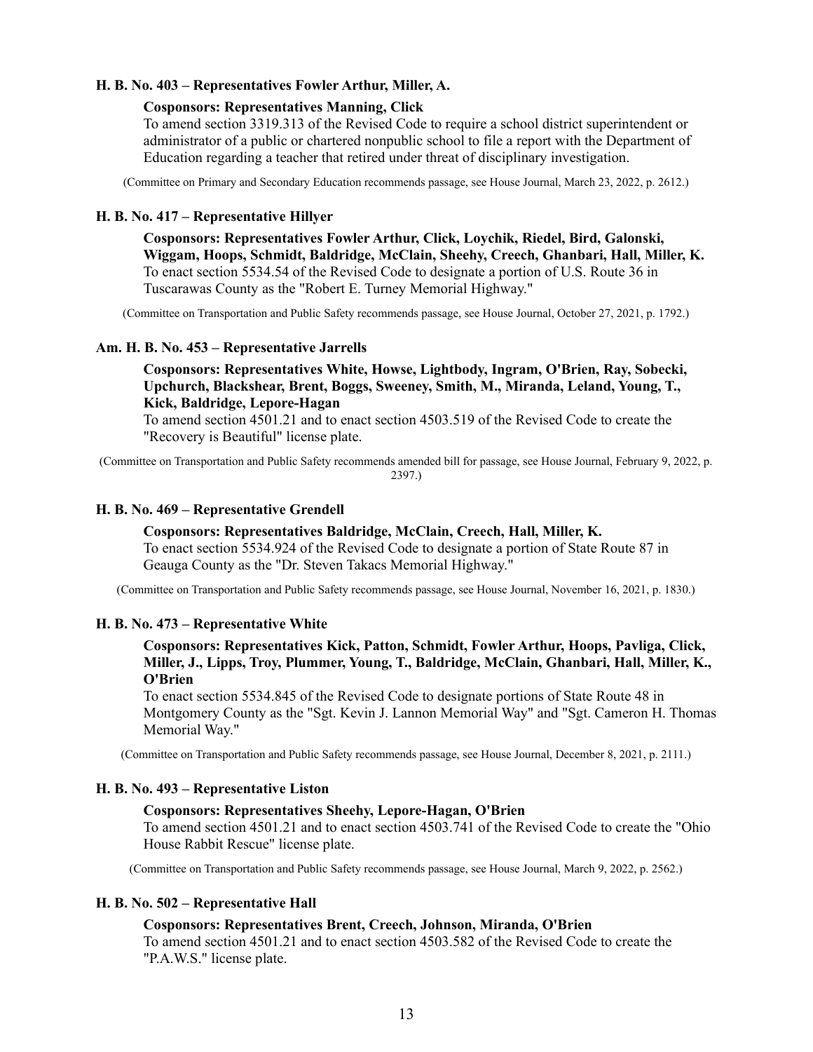**H. B. No. 403 – Representatives Fowler Arthur, Miller, A.**

**Cosponsors: Representatives Manning, Click**

To amend section 3319.313 of the Revised Code to require a school district superintendent or administrator of a public or chartered nonpublic school to file a report with the Department of Education regarding a teacher that retired under threat of disciplinary investigation.

(Committee on Primary and Secondary Education recommends passage, see House Journal, March 23, 2022, p. 2612.)

**H. B. No. 417 – Representative Hillyer**

**Cosponsors: Representatives Fowler Arthur, Click, Loychik, Riedel, Bird, Galonski, Wiggam, Hoops, Schmidt, Baldridge, McClain, Sheehy, Creech, Ghanbari, Hall, Miller, K.**

To enact section 5534.54 of the Revised Code to designate a portion of U.S. Route 36 in Tuscarawas County as the "Robert E. Turney Memorial Highway."

(Committee on Transportation and Public Safety recommends passage, see House Journal, October 27, 2021, p. 1792.)

**Am. H. B. No. 453 – Representative Jarrells**

**Cosponsors: Representatives White, Howse, Lightbody, Ingram, O'Brien, Ray, Sobecki, Upchurch, Blackshear, Brent, Boggs, Sweeney, Smith, M., Miranda, Leland, Young, T., Kick, Baldridge, Lepore-Hagan**

To amend section 4501.21 and to enact section 4503.519 of the Revised Code to create the "Recovery is Beautiful" license plate.

(Committee on Transportation and Public Safety recommends amended bill for passage, see House Journal, February 9, 2022, p. 2397.)

**H. B. No. 469 – Representative Grendell**

**Cosponsors: Representatives Baldridge, McClain, Creech, Hall, Miller, K.**

To enact section 5534.924 of the Revised Code to designate a portion of State Route 87 in Geauga County as the "Dr. Steven Takacs Memorial Highway."

(Committee on Transportation and Public Safety recommends passage, see House Journal, November 16, 2021, p. 1830.)

**H. B. No. 473 – Representative White**

**Cosponsors: Representatives Kick, Patton, Schmidt, Fowler Arthur, Hoops, Pavliga, Click, Miller, J., Lipps, Troy, Plummer, Young, T., Baldridge, McClain, Ghanbari, Hall, Miller, K., O'Brien**

To enact section 5534.845 of the Revised Code to designate portions of State Route 48 in Montgomery County as the "Sgt. Kevin J. Lannon Memorial Way" and "Sgt. Cameron H. Thomas Memorial Way."

(Committee on Transportation and Public Safety recommends passage, see House Journal, December 8, 2021, p. 2111.)

**H. B. No. 493 – Representative Liston**

**Cosponsors: Representatives Sheehy, Lepore-Hagan, O'Brien**

To amend section 4501.21 and to enact section 4503.741 of the Revised Code to create the "Ohio House Rabbit Rescue" license plate.

(Committee on Transportation and Public Safety recommends passage, see House Journal, March 9, 2022, p. 2562.)

**H. B. No. 502 – Representative Hall**

**Cosponsors: Representatives Brent, Creech, Johnson, Miranda, O'Brien**

To amend section 4501.21 and to enact section 4503.582 of the Revised Code to create the "P.A.W.S." license plate.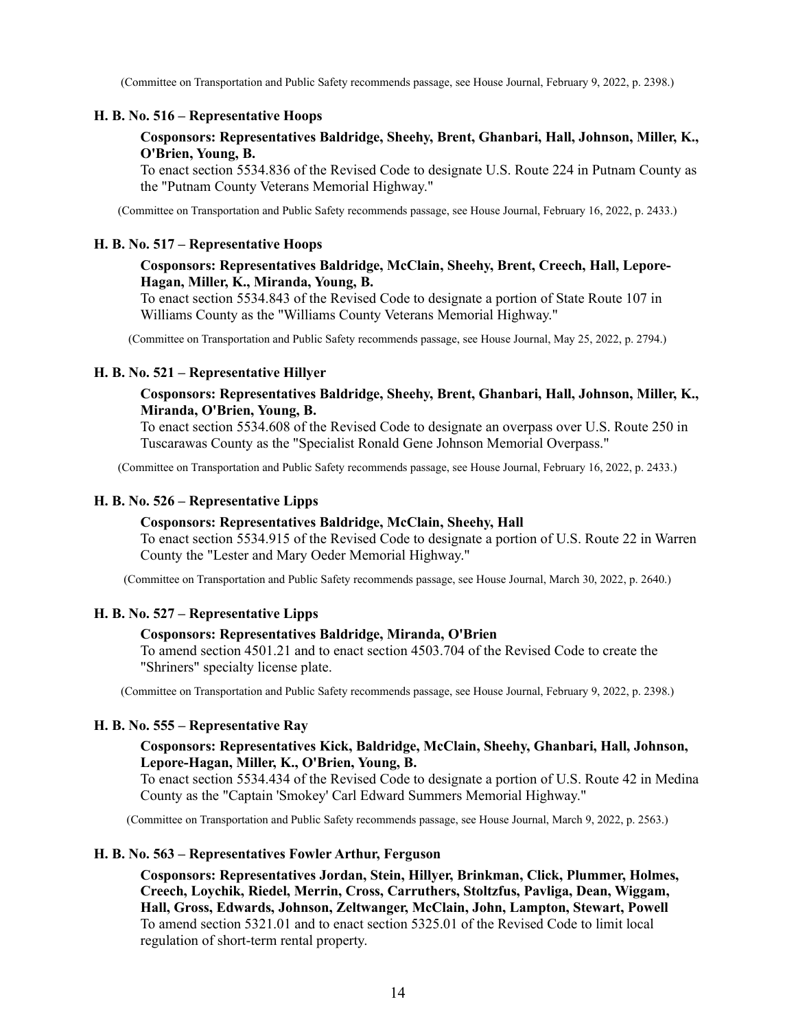(Committee on Transportation and Public Safety recommends passage, see House Journal, February 9, 2022, p. 2398.)

**H. B. No. 516 – Representative Hoops**

**Cosponsors: Representatives Baldridge, Sheehy, Brent, Ghanbari, Hall, Johnson, Miller, K., O'Brien, Young, B.**
To enact section 5534.836 of the Revised Code to designate U.S. Route 224 in Putnam County as the "Putnam County Veterans Memorial Highway."

(Committee on Transportation and Public Safety recommends passage, see House Journal, February 16, 2022, p. 2433.)

**H. B. No. 517 – Representative Hoops**

**Cosponsors: Representatives Baldridge, McClain, Sheehy, Brent, Creech, Hall, Lepore-Hagan, Miller, K., Miranda, Young, B.**
To enact section 5534.843 of the Revised Code to designate a portion of State Route 107 in Williams County as the "Williams County Veterans Memorial Highway."

(Committee on Transportation and Public Safety recommends passage, see House Journal, May 25, 2022, p. 2794.)

**H. B. No. 521 – Representative Hillyer**

**Cosponsors: Representatives Baldridge, Sheehy, Brent, Ghanbari, Hall, Johnson, Miller, K., Miranda, O'Brien, Young, B.**
To enact section 5534.608 of the Revised Code to designate an overpass over U.S. Route 250 in Tuscarawas County as the "Specialist Ronald Gene Johnson Memorial Overpass."

(Committee on Transportation and Public Safety recommends passage, see House Journal, February 16, 2022, p. 2433.)

**H. B. No. 526 – Representative Lipps**

**Cosponsors: Representatives Baldridge, McClain, Sheehy, Hall**
To enact section 5534.915 of the Revised Code to designate a portion of U.S. Route 22 in Warren County the "Lester and Mary Oeder Memorial Highway."

(Committee on Transportation and Public Safety recommends passage, see House Journal, March 30, 2022, p. 2640.)

**H. B. No. 527 – Representative Lipps**

**Cosponsors: Representatives Baldridge, Miranda, O'Brien**
To amend section 4501.21 and to enact section 4503.704 of the Revised Code to create the "Shriners" specialty license plate.

(Committee on Transportation and Public Safety recommends passage, see House Journal, February 9, 2022, p. 2398.)

**H. B. No. 555 – Representative Ray**

**Cosponsors: Representatives Kick, Baldridge, McClain, Sheehy, Ghanbari, Hall, Johnson, Lepore-Hagan, Miller, K., O'Brien, Young, B.**
To enact section 5534.434 of the Revised Code to designate a portion of U.S. Route 42 in Medina County as the "Captain 'Smokey' Carl Edward Summers Memorial Highway."

(Committee on Transportation and Public Safety recommends passage, see House Journal, March 9, 2022, p. 2563.)

**H. B. No. 563 – Representatives Fowler Arthur, Ferguson**

**Cosponsors: Representatives Jordan, Stein, Hillyer, Brinkman, Click, Plummer, Holmes, Creech, Loychik, Riedel, Merrin, Cross, Carruthers, Stoltzfus, Pavliga, Dean, Wiggam, Hall, Gross, Edwards, Johnson, Zeltwanger, McClain, John, Lampton, Stewart, Powell**
To amend section 5321.01 and to enact section 5325.01 of the Revised Code to limit local regulation of short-term rental property.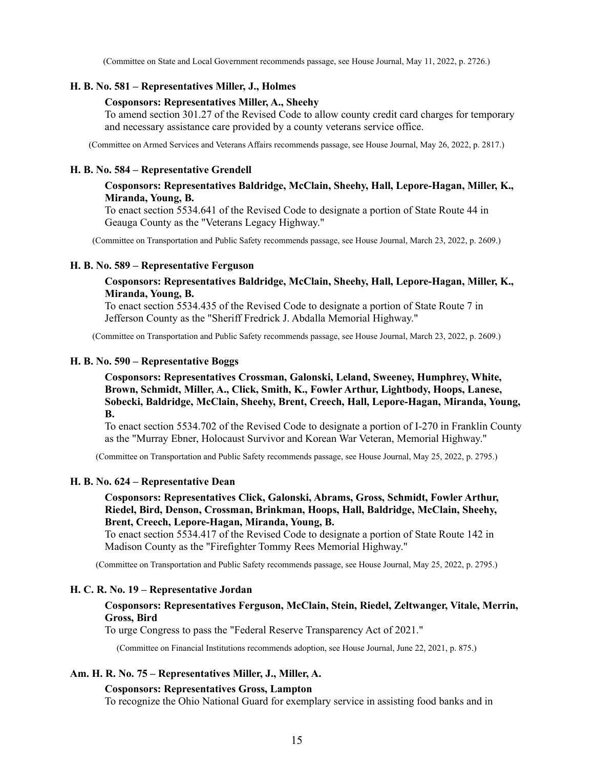(Committee on State and Local Government recommends passage, see House Journal, May 11, 2022, p. 2726.)

**H. B. No. 581 – Representatives Miller, J., Holmes**

**Cosponsors: Representatives Miller, A., Sheehy**

To amend section 301.27 of the Revised Code to allow county credit card charges for temporary and necessary assistance care provided by a county veterans service office.

(Committee on Armed Services and Veterans Affairs recommends passage, see House Journal, May 26, 2022, p. 2817.)

**H. B. No. 584 – Representative Grendell**

**Cosponsors: Representatives Baldridge, McClain, Sheehy, Hall, Lepore-Hagan, Miller, K., Miranda, Young, B.**

To enact section 5534.641 of the Revised Code to designate a portion of State Route 44 in Geauga County as the "Veterans Legacy Highway."

(Committee on Transportation and Public Safety recommends passage, see House Journal, March 23, 2022, p. 2609.)

**H. B. No. 589 – Representative Ferguson**

**Cosponsors: Representatives Baldridge, McClain, Sheehy, Hall, Lepore-Hagan, Miller, K., Miranda, Young, B.**

To enact section 5534.435 of the Revised Code to designate a portion of State Route 7 in Jefferson County as the "Sheriff Fredrick J. Abdalla Memorial Highway."

(Committee on Transportation and Public Safety recommends passage, see House Journal, March 23, 2022, p. 2609.)

**H. B. No. 590 – Representative Boggs**

**Cosponsors: Representatives Crossman, Galonski, Leland, Sweeney, Humphrey, White, Brown, Schmidt, Miller, A., Click, Smith, K., Fowler Arthur, Lightbody, Hoops, Lanese, Sobecki, Baldridge, McClain, Sheehy, Brent, Creech, Hall, Lepore-Hagan, Miranda, Young, B.**

To enact section 5534.702 of the Revised Code to designate a portion of I-270 in Franklin County as the "Murray Ebner, Holocaust Survivor and Korean War Veteran, Memorial Highway."

(Committee on Transportation and Public Safety recommends passage, see House Journal, May 25, 2022, p. 2795.)

**H. B. No. 624 – Representative Dean**

**Cosponsors: Representatives Click, Galonski, Abrams, Gross, Schmidt, Fowler Arthur, Riedel, Bird, Denson, Crossman, Brinkman, Hoops, Hall, Baldridge, McClain, Sheehy, Brent, Creech, Lepore-Hagan, Miranda, Young, B.**

To enact section 5534.417 of the Revised Code to designate a portion of State Route 142 in Madison County as the "Firefighter Tommy Rees Memorial Highway."

(Committee on Transportation and Public Safety recommends passage, see House Journal, May 25, 2022, p. 2795.)

**H. C. R. No. 19 – Representative Jordan**

**Cosponsors: Representatives Ferguson, McClain, Stein, Riedel, Zeltwanger, Vitale, Merrin, Gross, Bird**

To urge Congress to pass the "Federal Reserve Transparency Act of 2021."

(Committee on Financial Institutions recommends adoption, see House Journal, June 22, 2021, p. 875.)

**Am. H. R. No. 75 – Representatives Miller, J., Miller, A.**

**Cosponsors: Representatives Gross, Lampton**

To recognize the Ohio National Guard for exemplary service in assisting food banks and in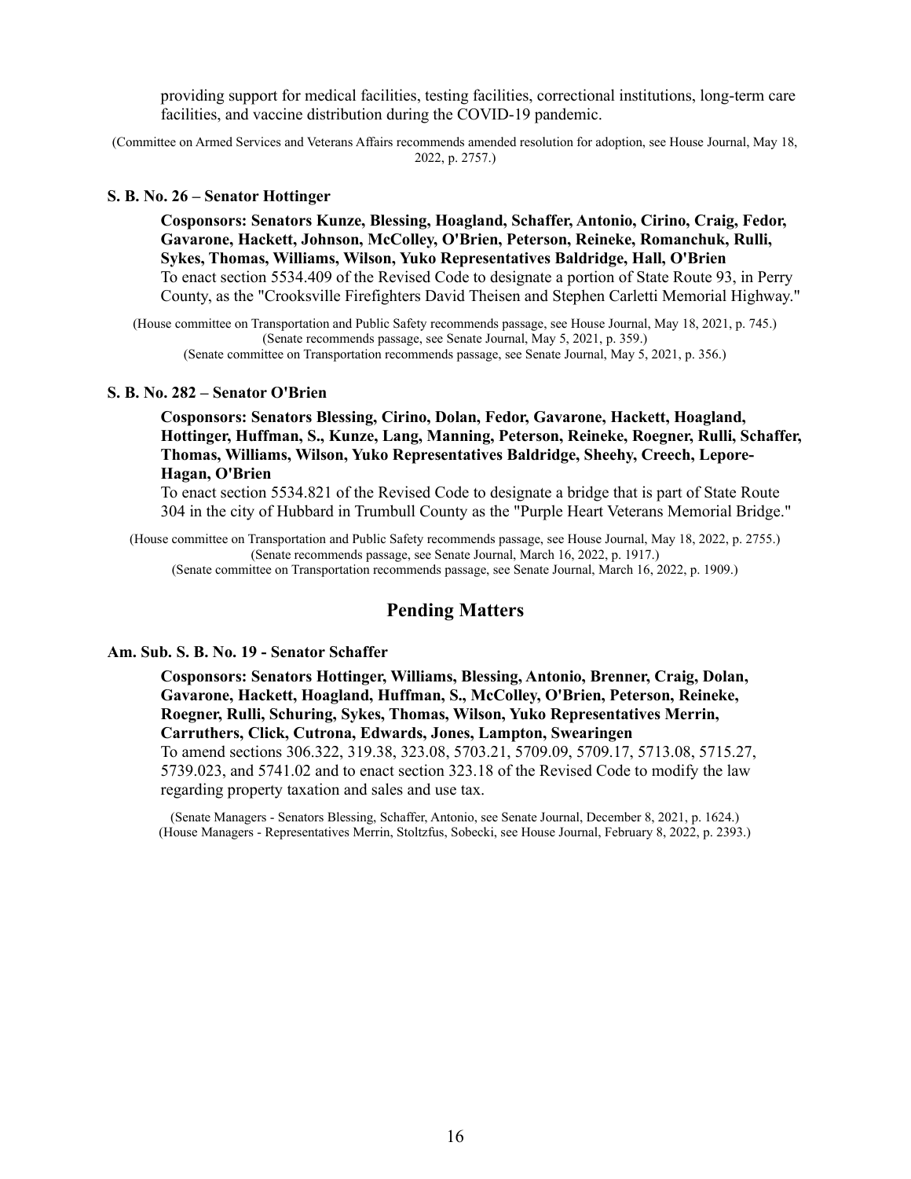providing support for medical facilities, testing facilities, correctional institutions, long-term care facilities, and vaccine distribution during the COVID-19 pandemic.

(Committee on Armed Services and Veterans Affairs recommends amended resolution for adoption, see House Journal, May 18, 2022, p. 2757.)

**S. B. No. 26 – Senator Hottinger**

**Cosponsors: Senators Kunze, Blessing, Hoagland, Schaffer, Antonio, Cirino, Craig, Fedor, Gavarone, Hackett, Johnson, McColley, O'Brien, Peterson, Reineke, Romanchuk, Rulli, Sykes, Thomas, Williams, Wilson, Yuko Representatives Baldridge, Hall, O'Brien**
To enact section 5534.409 of the Revised Code to designate a portion of State Route 93, in Perry County, as the "Crooksville Firefighters David Theisen and Stephen Carletti Memorial Highway."

(House committee on Transportation and Public Safety recommends passage, see House Journal, May 18, 2021, p. 745.)
(Senate recommends passage, see Senate Journal, May 5, 2021, p. 359.)
(Senate committee on Transportation recommends passage, see Senate Journal, May 5, 2021, p. 356.)

**S. B. No. 282 – Senator O'Brien**

**Cosponsors: Senators Blessing, Cirino, Dolan, Fedor, Gavarone, Hackett, Hoagland, Hottinger, Huffman, S., Kunze, Lang, Manning, Peterson, Reineke, Roegner, Rulli, Schaffer, Thomas, Williams, Wilson, Yuko Representatives Baldridge, Sheehy, Creech, Lepore-Hagan, O'Brien**
To enact section 5534.821 of the Revised Code to designate a bridge that is part of State Route 304 in the city of Hubbard in Trumbull County as the "Purple Heart Veterans Memorial Bridge."

(House committee on Transportation and Public Safety recommends passage, see House Journal, May 18, 2022, p. 2755.)
(Senate recommends passage, see Senate Journal, March 16, 2022, p. 1917.)
(Senate committee on Transportation recommends passage, see Senate Journal, March 16, 2022, p. 1909.)

## Pending Matters

**Am. Sub. S. B. No. 19 - Senator Schaffer**

**Cosponsors: Senators Hottinger, Williams, Blessing, Antonio, Brenner, Craig, Dolan, Gavarone, Hackett, Hoagland, Huffman, S., McColley, O'Brien, Peterson, Reineke, Roegner, Rulli, Schuring, Sykes, Thomas, Wilson, Yuko Representatives Merrin, Carruthers, Click, Cutrona, Edwards, Jones, Lampton, Swearingen**
To amend sections 306.322, 319.38, 323.08, 5703.21, 5709.09, 5709.17, 5713.08, 5715.27, 5739.023, and 5741.02 and to enact section 323.18 of the Revised Code to modify the law regarding property taxation and sales and use tax.

(Senate Managers - Senators Blessing, Schaffer, Antonio, see Senate Journal, December 8, 2021, p. 1624.)
(House Managers - Representatives Merrin, Stoltzfus, Sobecki, see House Journal, February 8, 2022, p. 2393.)